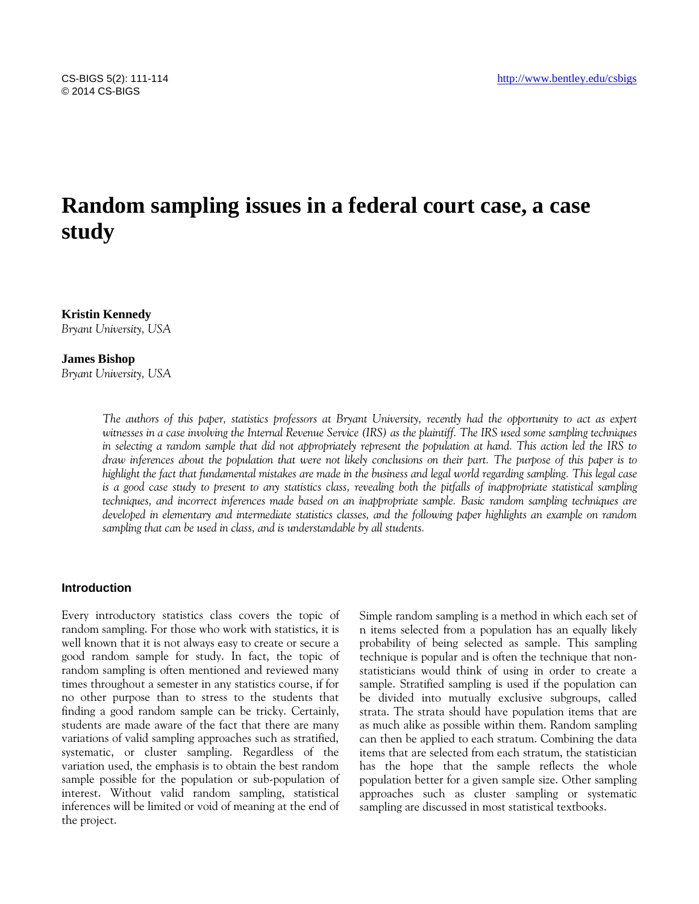# Random sampling issues in a federal court case, a case study

**Kristin Kennedy**
*Bryant University, USA*

**James Bishop**
*Bryant University, USA*

*The authors of this paper, statistics professors at Bryant University, recently had the opportunity to act as expert witnesses in a case involving the Internal Revenue Service (IRS) as the plaintiff. The IRS used some sampling techniques in selecting a random sample that did not appropriately represent the population at hand. This action led the IRS to draw inferences about the population that were not likely conclusions on their part. The purpose of this paper is to highlight the fact that fundamental mistakes are made in the business and legal world regarding sampling. This legal case is a good case study to present to any statistics class, revealing both the pitfalls of inappropriate statistical sampling techniques, and incorrect inferences made based on an inappropriate sample. Basic random sampling techniques are developed in elementary and intermediate statistics classes, and the following paper highlights an example on random sampling that can be used in class, and is understandable by all students.*

## Introduction

Every introductory statistics class covers the topic of random sampling. For those who work with statistics, it is well known that it is not always easy to create or secure a good random sample for study. In fact, the topic of random sampling is often mentioned and reviewed many times throughout a semester in any statistics course, if for no other purpose than to stress to the students that finding a good random sample can be tricky. Certainly, students are made aware of the fact that there are many variations of valid sampling approaches such as stratified, systematic, or cluster sampling. Regardless of the variation used, the emphasis is to obtain the best random sample possible for the population or sub-population of interest. Without valid random sampling, statistical inferences will be limited or void of meaning at the end of the project.

Simple random sampling is a method in which each set of n items selected from a population has an equally likely probability of being selected as sample. This sampling technique is popular and is often the technique that non-statisticians would think of using in order to create a sample. Stratified sampling is used if the population can be divided into mutually exclusive subgroups, called strata. The strata should have population items that are as much alike as possible within them. Random sampling can then be applied to each stratum. Combining the data items that are selected from each stratum, the statistician has the hope that the sample reflects the whole population better for a given sample size. Other sampling approaches such as cluster sampling or systematic sampling are discussed in most statistical textbooks.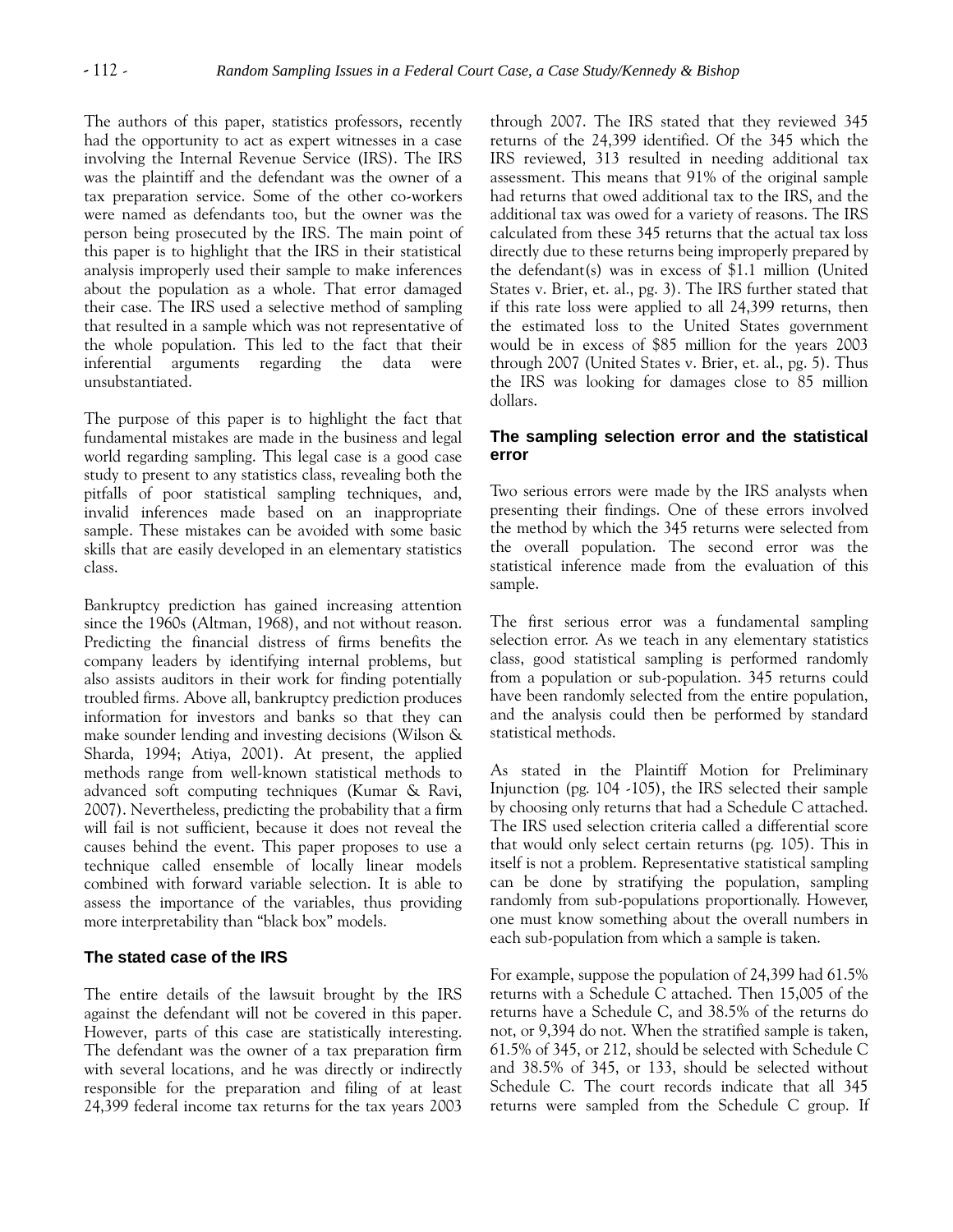The authors of this paper, statistics professors, recently had the opportunity to act as expert witnesses in a case involving the Internal Revenue Service (IRS). The IRS was the plaintiff and the defendant was the owner of a tax preparation service. Some of the other co-workers were named as defendants too, but the owner was the person being prosecuted by the IRS. The main point of this paper is to highlight that the IRS in their statistical analysis improperly used their sample to make inferences about the population as a whole. That error damaged their case. The IRS used a selective method of sampling that resulted in a sample which was not representative of the whole population. This led to the fact that their inferential arguments regarding the data were unsubstantiated.

The purpose of this paper is to highlight the fact that fundamental mistakes are made in the business and legal world regarding sampling. This legal case is a good case study to present to any statistics class, revealing both the pitfalls of poor statistical sampling techniques, and, invalid inferences made based on an inappropriate sample. These mistakes can be avoided with some basic skills that are easily developed in an elementary statistics class.

Bankruptcy prediction has gained increasing attention since the 1960s (Altman, 1968), and not without reason. Predicting the financial distress of firms benefits the company leaders by identifying internal problems, but also assists auditors in their work for finding potentially troubled firms. Above all, bankruptcy prediction produces information for investors and banks so that they can make sounder lending and investing decisions (Wilson & Sharda, 1994; Atiya, 2001). At present, the applied methods range from well-known statistical methods to advanced soft computing techniques (Kumar & Ravi, 2007). Nevertheless, predicting the probability that a firm will fail is not sufficient, because it does not reveal the causes behind the event. This paper proposes to use a technique called ensemble of locally linear models combined with forward variable selection. It is able to assess the importance of the variables, thus providing more interpretability than "black box" models.

## The stated case of the IRS

The entire details of the lawsuit brought by the IRS against the defendant will not be covered in this paper. However, parts of this case are statistically interesting. The defendant was the owner of a tax preparation firm with several locations, and he was directly or indirectly responsible for the preparation and filing of at least 24,399 federal income tax returns for the tax years 2003 through 2007. The IRS stated that they reviewed 345 returns of the 24,399 identified. Of the 345 which the IRS reviewed, 313 resulted in needing additional tax assessment. This means that 91% of the original sample had returns that owed additional tax to the IRS, and the additional tax was owed for a variety of reasons. The IRS calculated from these 345 returns that the actual tax loss directly due to these returns being improperly prepared by the defendant(s) was in excess of $1.1 million (United States v. Brier, et. al., pg. 3). The IRS further stated that if this rate loss were applied to all 24,399 returns, then the estimated loss to the United States government would be in excess of $85 million for the years 2003 through 2007 (United States v. Brier, et. al., pg. 5). Thus the IRS was looking for damages close to 85 million dollars.

## The sampling selection error and the statistical error

Two serious errors were made by the IRS analysts when presenting their findings. One of these errors involved the method by which the 345 returns were selected from the overall population. The second error was the statistical inference made from the evaluation of this sample.

The first serious error was a fundamental sampling selection error. As we teach in any elementary statistics class, good statistical sampling is performed randomly from a population or sub-population. 345 returns could have been randomly selected from the entire population, and the analysis could then be performed by standard statistical methods.

As stated in the Plaintiff Motion for Preliminary Injunction (pg. 104 -105), the IRS selected their sample by choosing only returns that had a Schedule C attached. The IRS used selection criteria called a differential score that would only select certain returns (pg. 105). This in itself is not a problem. Representative statistical sampling can be done by stratifying the population, sampling randomly from sub-populations proportionally. However, one must know something about the overall numbers in each sub-population from which a sample is taken.

For example, suppose the population of 24,399 had 61.5% returns with a Schedule C attached. Then 15,005 of the returns have a Schedule C, and 38.5% of the returns do not, or 9,394 do not. When the stratified sample is taken, 61.5% of 345, or 212, should be selected with Schedule C and 38.5% of 345, or 133, should be selected without Schedule C. The court records indicate that all 345 returns were sampled from the Schedule C group. If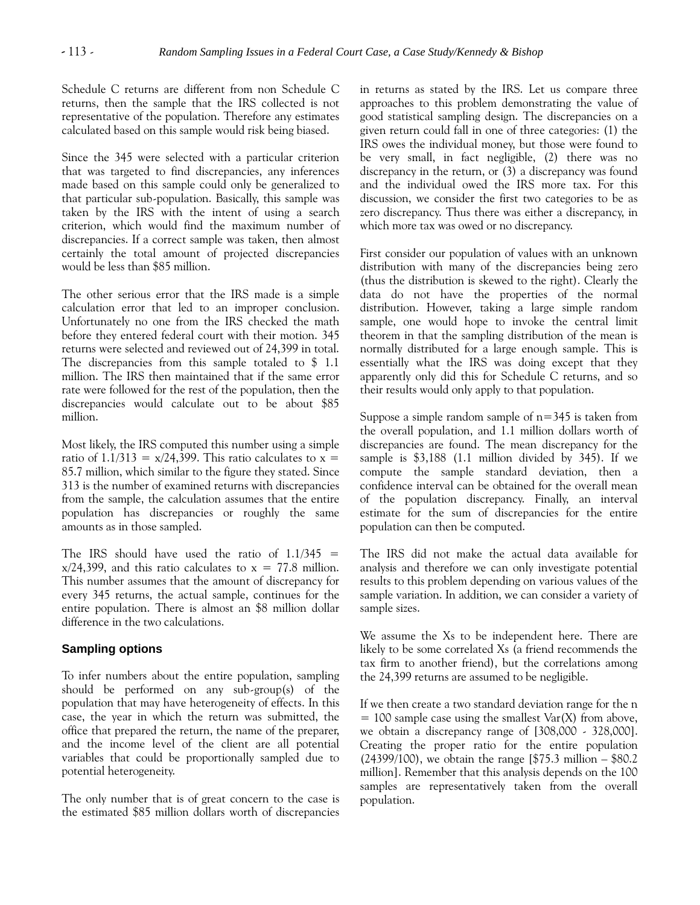Schedule C returns are different from non Schedule C returns, then the sample that the IRS collected is not representative of the population. Therefore any estimates calculated based on this sample would risk being biased.

Since the 345 were selected with a particular criterion that was targeted to find discrepancies, any inferences made based on this sample could only be generalized to that particular sub-population. Basically, this sample was taken by the IRS with the intent of using a search criterion, which would find the maximum number of discrepancies. If a correct sample was taken, then almost certainly the total amount of projected discrepancies would be less than $85 million.

The other serious error that the IRS made is a simple calculation error that led to an improper conclusion. Unfortunately no one from the IRS checked the math before they entered federal court with their motion. 345 returns were selected and reviewed out of 24,399 in total. The discrepancies from this sample totaled to $ 1.1 million. The IRS then maintained that if the same error rate were followed for the rest of the population, then the discrepancies would calculate out to be about $85 million.

Most likely, the IRS computed this number using a simple ratio of $1.1/313 = x/24{,}399$. This ratio calculates to $x = 85.7$ million, which similar to the figure they stated. Since 313 is the number of examined returns with discrepancies from the sample, the calculation assumes that the entire population has discrepancies or roughly the same amounts as in those sampled.

The IRS should have used the ratio of $1.1/345 = x/24{,}399$, and this ratio calculates to $x = 77.8$ million. This number assumes that the amount of discrepancy for every 345 returns, the actual sample, continues for the entire population. There is almost an $8 million dollar difference in the two calculations.

## Sampling options

To infer numbers about the entire population, sampling should be performed on any sub-group(s) of the population that may have heterogeneity of effects. In this case, the year in which the return was submitted, the office that prepared the return, the name of the preparer, and the income level of the client are all potential variables that could be proportionally sampled due to potential heterogeneity.

The only number that is of great concern to the case is the estimated $85 million dollars worth of discrepancies in returns as stated by the IRS. Let us compare three approaches to this problem demonstrating the value of good statistical sampling design. The discrepancies on a given return could fall in one of three categories: (1) the IRS owes the individual money, but those were found to be very small, in fact negligible, (2) there was no discrepancy in the return, or (3) a discrepancy was found and the individual owed the IRS more tax. For this discussion, we consider the first two categories to be as zero discrepancy. Thus there was either a discrepancy, in which more tax was owed or no discrepancy.

First consider our population of values with an unknown distribution with many of the discrepancies being zero (thus the distribution is skewed to the right). Clearly the data do not have the properties of the normal distribution. However, taking a large simple random sample, one would hope to invoke the central limit theorem in that the sampling distribution of the mean is normally distributed for a large enough sample. This is essentially what the IRS was doing except that they apparently only did this for Schedule C returns, and so their results would only apply to that population.

Suppose a simple random sample of $n=345$ is taken from the overall population, and 1.1 million dollars worth of discrepancies are found. The mean discrepancy for the sample is $3,188 (1.1 million divided by 345). If we compute the sample standard deviation, then a confidence interval can be obtained for the overall mean of the population discrepancy. Finally, an interval estimate for the sum of discrepancies for the entire population can then be computed.

The IRS did not make the actual data available for analysis and therefore we can only investigate potential results to this problem depending on various values of the sample variation. In addition, we can consider a variety of sample sizes.

We assume the Xs to be independent here. There are likely to be some correlated Xs (a friend recommends the tax firm to another friend), but the correlations among the 24,399 returns are assumed to be negligible.

If we then create a two standard deviation range for the $n = 100$ sample case using the smallest $\mathrm{Var}(X)$ from above, we obtain a discrepancy range of [308,000 - 328,000]. Creating the proper ratio for the entire population (24399/100), we obtain the range [$75.3 million – $80.2 million]. Remember that this analysis depends on the 100 samples are representatively taken from the overall population.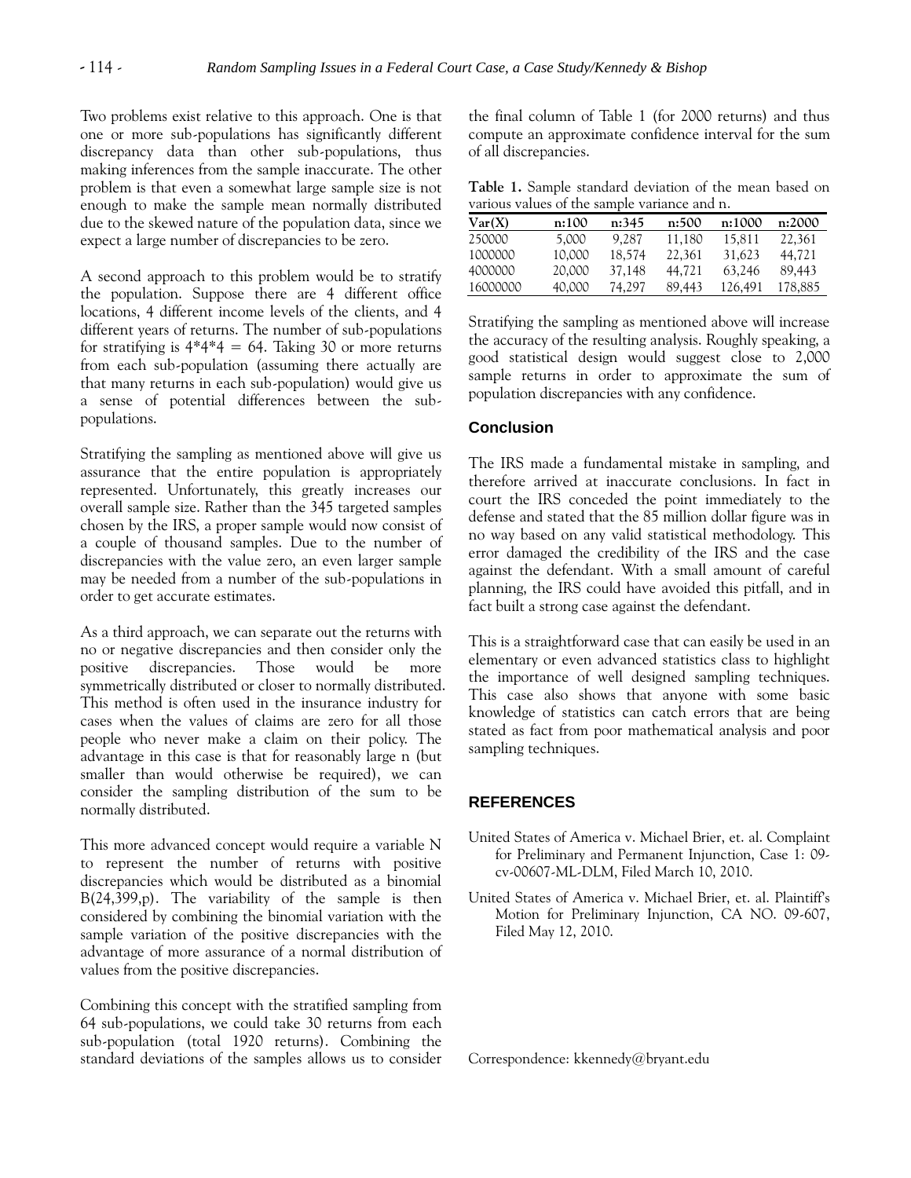Two problems exist relative to this approach. One is that one or more sub-populations has significantly different discrepancy data than other sub-populations, thus making inferences from the sample inaccurate. The other problem is that even a somewhat large sample size is not enough to make the sample mean normally distributed due to the skewed nature of the population data, since we expect a large number of discrepancies to be zero.

A second approach to this problem would be to stratify the population. Suppose there are 4 different office locations, 4 different income levels of the clients, and 4 different years of returns. The number of sub-populations for stratifying is 4*4*4 = 64. Taking 30 or more returns from each sub-population (assuming there actually are that many returns in each sub-population) would give us a sense of potential differences between the sub-populations.

Stratifying the sampling as mentioned above will give us assurance that the entire population is appropriately represented. Unfortunately, this greatly increases our overall sample size. Rather than the 345 targeted samples chosen by the IRS, a proper sample would now consist of a couple of thousand samples. Due to the number of discrepancies with the value zero, an even larger sample may be needed from a number of the sub-populations in order to get accurate estimates.

As a third approach, we can separate out the returns with no or negative discrepancies and then consider only the positive discrepancies. Those would be more symmetrically distributed or closer to normally distributed. This method is often used in the insurance industry for cases when the values of claims are zero for all those people who never make a claim on their policy. The advantage in this case is that for reasonably large n (but smaller than would otherwise be required), we can consider the sampling distribution of the sum to be normally distributed.

This more advanced concept would require a variable N to represent the number of returns with positive discrepancies which would be distributed as a binomial B(24,399,p). The variability of the sample is then considered by combining the binomial variation with the sample variation of the positive discrepancies with the advantage of more assurance of a normal distribution of values from the positive discrepancies.

Combining this concept with the stratified sampling from 64 sub-populations, we could take 30 returns from each sub-population (total 1920 returns). Combining the standard deviations of the samples allows us to consider the final column of Table 1 (for 2000 returns) and thus compute an approximate confidence interval for the sum of all discrepancies.

**Table 1.** Sample standard deviation of the mean based on various values of the sample variance and n.

| Var(X) | n:100 | n:345 | n:500 | n:1000 | n:2000 |
|---|---|---|---|---|---|
| 250000 | 5,000 | 9,287 | 11,180 | 15,811 | 22,361 |
| 1000000 | 10,000 | 18,574 | 22,361 | 31,623 | 44,721 |
| 4000000 | 20,000 | 37,148 | 44,721 | 63,246 | 89,443 |
| 16000000 | 40,000 | 74,297 | 89,443 | 126,491 | 178,885 |

Stratifying the sampling as mentioned above will increase the accuracy of the resulting analysis. Roughly speaking, a good statistical design would suggest close to 2,000 sample returns in order to approximate the sum of population discrepancies with any confidence.

## Conclusion

The IRS made a fundamental mistake in sampling, and therefore arrived at inaccurate conclusions. In fact in court the IRS conceded the point immediately to the defense and stated that the 85 million dollar figure was in no way based on any valid statistical methodology. This error damaged the credibility of the IRS and the case against the defendant. With a small amount of careful planning, the IRS could have avoided this pitfall, and in fact built a strong case against the defendant.

This is a straightforward case that can easily be used in an elementary or even advanced statistics class to highlight the importance of well designed sampling techniques. This case also shows that anyone with some basic knowledge of statistics can catch errors that are being stated as fact from poor mathematical analysis and poor sampling techniques.

## REFERENCES

United States of America v. Michael Brier, et. al. Complaint for Preliminary and Permanent Injunction, Case 1: 09-cv-00607-ML-DLM, Filed March 10, 2010.

United States of America v. Michael Brier, et. al. Plaintiff's Motion for Preliminary Injunction, CA NO. 09-607, Filed May 12, 2010.

Correspondence: kkennedy@bryant.edu